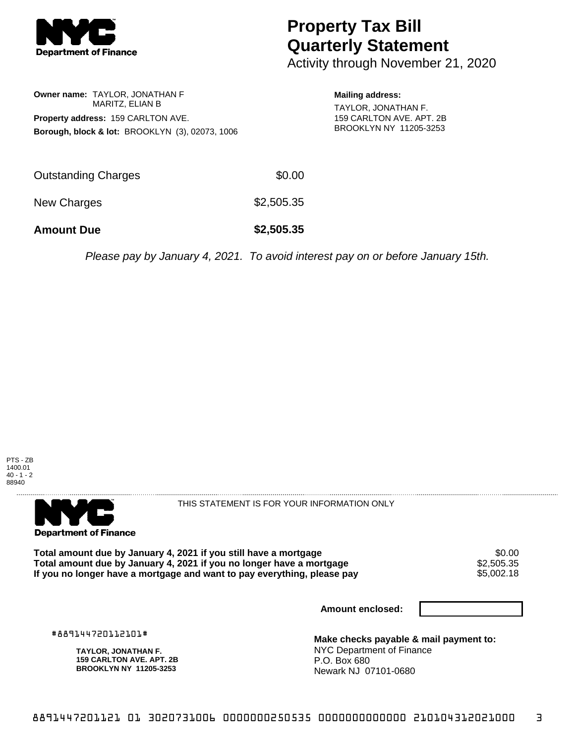**NYC Department of Finance**

# Property Tax Bill Quarterly Statement

Activity through November 21, 2020

**Owner name:** TAYLOR, JONATHAN F
MARITZ, ELIAN B

**Property address:** 159 CARLTON AVE.

**Borough, block & lot:** BROOKLYN (3), 02073, 1006

**Mailing address:**
TAYLOR, JONATHAN F.
159 CARLTON AVE. APT. 2B
BROOKLYN NY 11205-3253

| | |
|---|---|
| Outstanding Charges | $0.00 |
| New Charges | $2,505.35 |
| **Amount Due** | **$2,505.35** |

*Please pay by January 4, 2021. To avoid interest pay on or before January 15th.*

PTS - ZB
1400.01
40 - 1 - 2
88940

---

**NYC Department of Finance**

THIS STATEMENT IS FOR YOUR INFORMATION ONLY

| | |
|---|---|
| **Total amount due by January 4, 2021 if you still have a mortgage** | $0.00 |
| **Total amount due by January 4, 2021 if you no longer have a mortgage** | $2,505.35 |
| **If you no longer have a mortgage and want to pay everything, please pay** | $5,002.18 |

**Amount enclosed:**

#889144720112101#

**TAYLOR, JONATHAN F.**
**159 CARLTON AVE. APT. 2B**
**BROOKLYN NY 11205-3253**

**Make checks payable & mail payment to:**
NYC Department of Finance
P.O. Box 680
Newark NJ 07101-0680

8891447201121 01 3020731006 0000000250535 0000000000000 210104312021000 3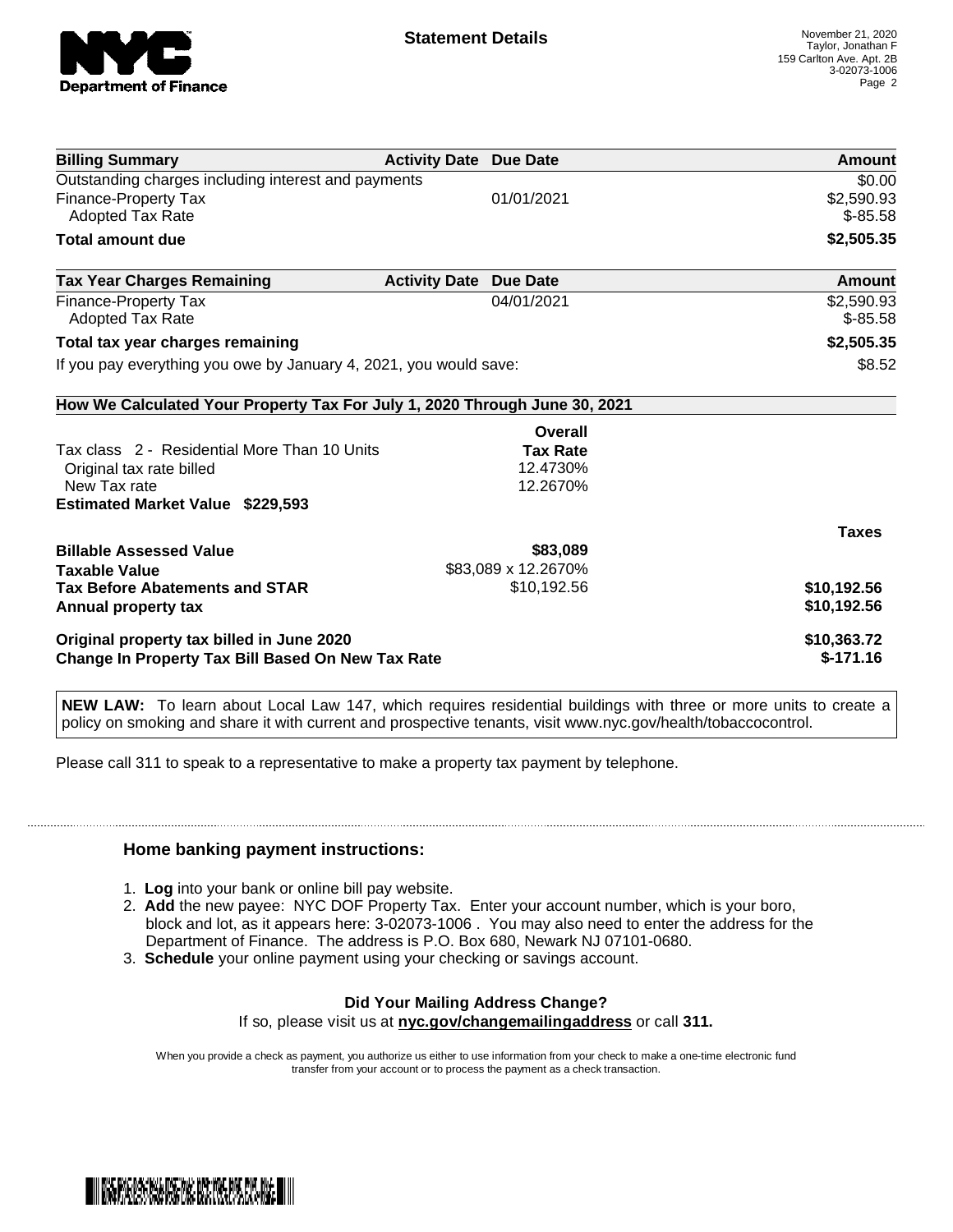# Statement Details

November 21, 2020
Taylor, Jonathan F
159 Carlton Ave. Apt. 2B
3-02073-1006

| Billing Summary | Activity Date | Due Date | Amount |
|---|---|---|---|
| Outstanding charges including interest and payments | | | $0.00 |
| Finance-Property Tax | | 01/01/2021 | $2,590.93 |
| Adopted Tax Rate | | | $-85.58 |
| **Total amount due** | | | **$2,505.35** |

| Tax Year Charges Remaining | Activity Date | Due Date | Amount |
|---|---|---|---|
| Finance-Property Tax | | 04/01/2021 | $2,590.93 |
| Adopted Tax Rate | | | $-85.58 |
| **Total tax year charges remaining** | | | **$2,505.35** |
| If you pay everything you owe by January 4, 2021, you would save: | | | $8.52 |

## How We Calculated Your Property Tax For July 1, 2020 Through June 30, 2021

| | Overall Tax Rate | |
|---|---|---|
| Tax class 2 - Residential More Than 10 Units | | |
| Original tax rate billed | 12.4730% | |
| New Tax rate | 12.2670% | |
| **Estimated Market Value $229,593** | | |
| | | **Taxes** |
| **Billable Assessed Value** | **$83,089** | |
| **Taxable Value** | $83,089 x 12.2670% | |
| **Tax Before Abatements and STAR** | $10,192.56 | **$10,192.56** |
| **Annual property tax** | | **$10,192.56** |
| **Original property tax billed in June 2020** | | **$10,363.72** |
| **Change In Property Tax Bill Based On New Tax Rate** | | **$-171.16** |

**NEW LAW:** To learn about Local Law 147, which requires residential buildings with three or more units to create a policy on smoking and share it with current and prospective tenants, visit www.nyc.gov/health/tobaccocontrol.

Please call 311 to speak to a representative to make a property tax payment by telephone.

### Home banking payment instructions:

1. **Log** into your bank or online bill pay website.
2. **Add** the new payee: NYC DOF Property Tax. Enter your account number, which is your boro, block and lot, as it appears here: 3-02073-1006 . You may also need to enter the address for the Department of Finance. The address is P.O. Box 680, Newark NJ 07101-0680.
3. **Schedule** your online payment using your checking or savings account.

**Did Your Mailing Address Change?**
If so, please visit us at **nyc.gov/changemailingaddress** or call **311.**

When you provide a check as payment, you authorize us either to use information from your check to make a one-time electronic fund transfer from your account or to process the payment as a check transaction.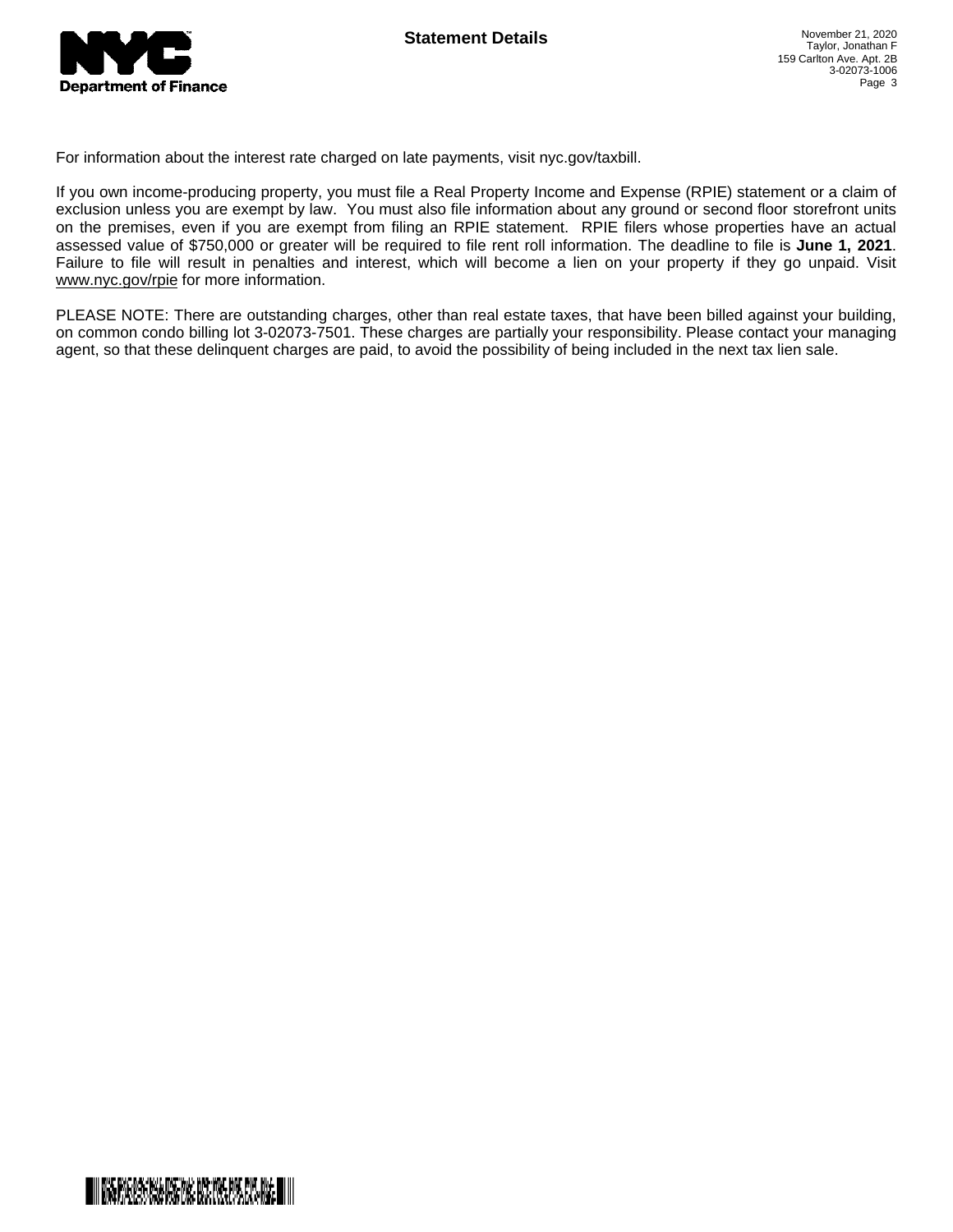For information about the interest rate charged on late payments, visit nyc.gov/taxbill.

If you own income-producing property, you must file a Real Property Income and Expense (RPIE) statement or a claim of exclusion unless you are exempt by law. You must also file information about any ground or second floor storefront units on the premises, even if you are exempt from filing an RPIE statement. RPIE filers whose properties have an actual assessed value of $750,000 or greater will be required to file rent roll information. The deadline to file is **June 1, 2021**. Failure to file will result in penalties and interest, which will become a lien on your property if they go unpaid. Visit www.nyc.gov/rpie for more information.

PLEASE NOTE: There are outstanding charges, other than real estate taxes, that have been billed against your building, on common condo billing lot 3-02073-7501. These charges are partially your responsibility. Please contact your managing agent, so that these delinquent charges are paid, to avoid the possibility of being included in the next tax lien sale.